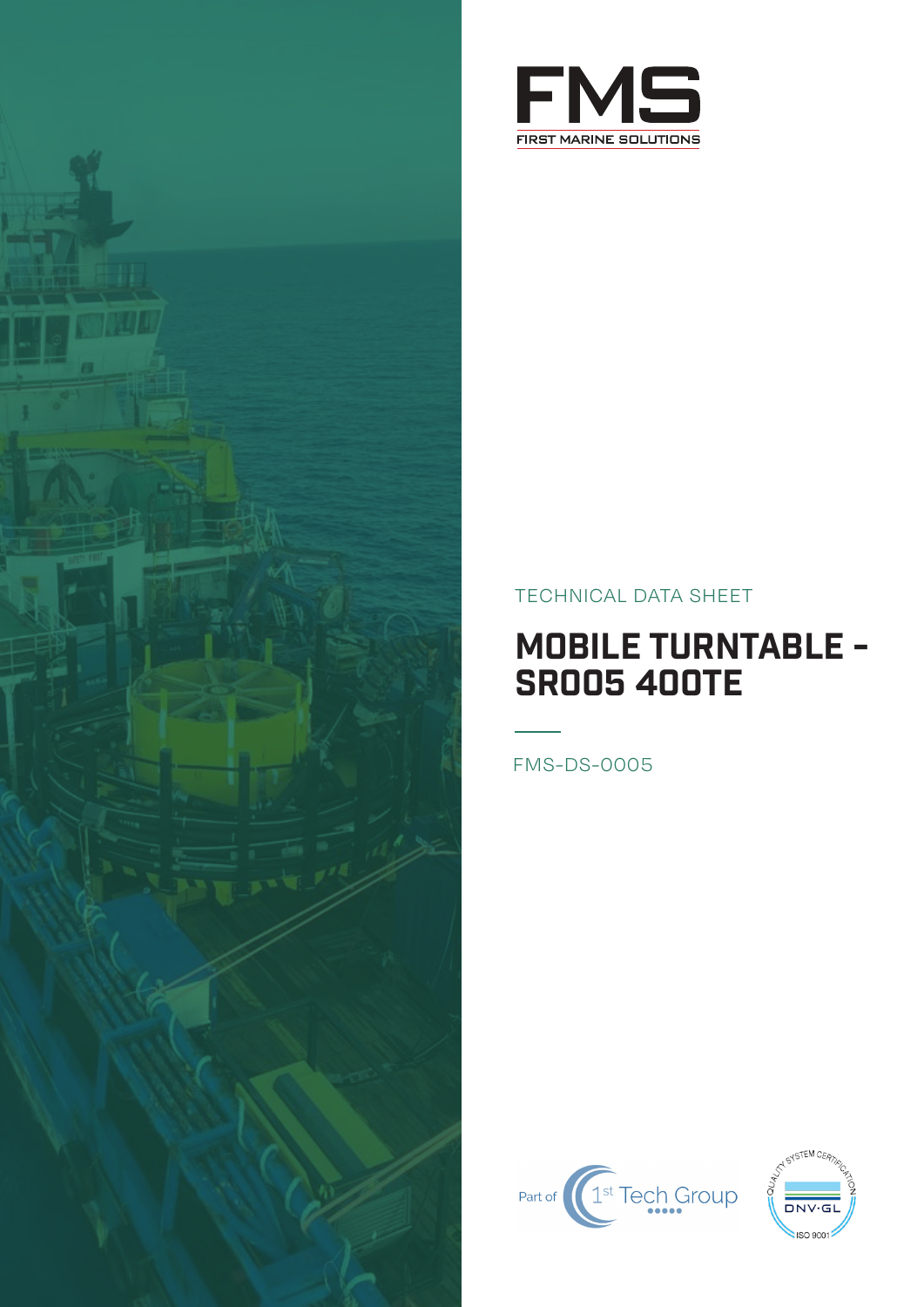FMS

FIRST MARINE SOLUTIONS

TECHNICAL DATA SHEET

# MOBILE TURNTABLE - SR005 400TE

FMS-DS-0005

Part of 1st Tech Group

QUALITY SYSTEM CERTIFICATION DNV·GL ISO 9001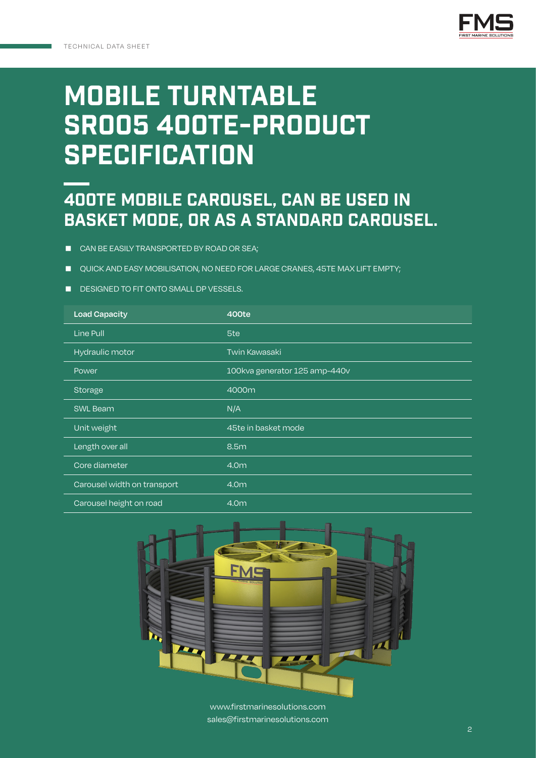TECHNICAL DATA SHEET

# MOBILE TURNTABLE SR005 400TE-PRODUCT SPECIFICATION

## 400TE MOBILE CAROUSEL, CAN BE USED IN BASKET MODE, OR AS A STANDARD CAROUSEL.

- CAN BE EASILY TRANSPORTED BY ROAD OR SEA;
- QUICK AND EASY MOBILISATION, NO NEED FOR LARGE CRANES, 45TE MAX LIFT EMPTY;
- DESIGNED TO FIT ONTO SMALL DP VESSELS.

| Load Capacity | 400te |
|---|---|
| Line Pull | 5te |
| Hydraulic motor | Twin Kawasaki |
| Power | 100kva generator 125 amp-440v |
| Storage | 4000m |
| SWL Beam | N/A |
| Unit weight | 45te in basket mode |
| Length over all | 8.5m |
| Core diameter | 4.0m |
| Carousel width on transport | 4.0m |
| Carousel height on road | 4.0m |

www.firstmarinesolutions.com
sales@firstmarinesolutions.com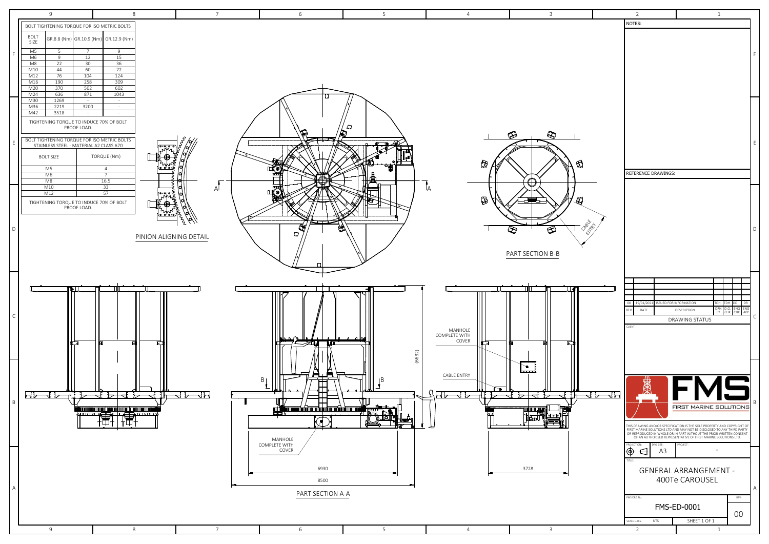## BOLT TIGHTENING TORQUE FOR ISO METRIC BOLTS

| BOLT SIZE | GR.8.8 (Nm) | GR.10.9 (Nm) | GR.12.9 (Nm) |
|---|---|---|---|
| M5 | 5 | 7 | 9 |
| M6 | 9 | 12 | 15 |
| M8 | 22 | 30 | 36 |
| M10 | 44 | 60 | 72 |
| M12 | 76 | 104 | 124 |
| M16 | 190 | 258 | 309 |
| M20 | 370 | 502 | 602 |
| M24 | 636 | 871 | 1043 |
| M30 | 1269 | - | - |
| M36 | 2219 | 3200 | - |
| M42 | 3518 | - | - |

TIGHTENING TORQUE TO INDUCE 70% OF BOLT PROOF LOAD.

## BOLT TIGHTENING TORQUE FOR ISO METRIC BOLTS STAINLESS STEEL - MATERIAL A2 CLASS A70

| BOLT SIZE | TORQUE (Nm) |
|---|---|
| M5 | 4 |
| M6 | 7 |
| M8 | 16.5 |
| M10 | 33 |
| M12 | 57 |

TIGHTENING TORQUE TO INDUCE 70% OF BOLT PROOF LOAD.

PINION ALIGNING DETAIL

A A

CABLE ENTRY

PART SECTION B-B

MANHOLE COMPLETE WITH COVER

CABLE ENTRY

(6632)

B B

MANHOLE COMPLETE WITH COVER

6930

8500

3728

PART SECTION A-A

NOTES:

REFERENCE DRAWINGS:

| REV | DATE | DESCRIPTION | DRN BY | D.O. CHK | ENG CHK | ENG APP |
|---|---|---|---|---|---|---|
| 00 | 19/01/2021 | ISSUED FOR INFORMATION | TDH | TDH | DO | DR |

DRAWING STATUS

CLIENT:

FMS FIRST MARINE SOLUTIONS

THIS DRAWING AND/OR SPECIFICATION IS THE SOLE PROPERTY AND COPYRIGHT OF FIRST MARINE SOLUTIONS LTD AND MAY NOT BE DISCLOSED TO ANY THIRD PARTY OR REPRODUCED IN WHOLE OR IN PART WITHOUT THE PRIOR WRITTEN CONSENT OF AN AUTHORISED REPRESENTATIVE OF FIRST MARINE SOLUTIONS LTD.

PROJECTION: DRG SIZE: A3 PROJECT: -

TITLE: GENERAL ARRANGEMENT - 400Te CAROUSEL

FMS DRG No. FMS-ED-0001 REV: 00

SCALE U.O.S. NTS SHEET 1 OF 1